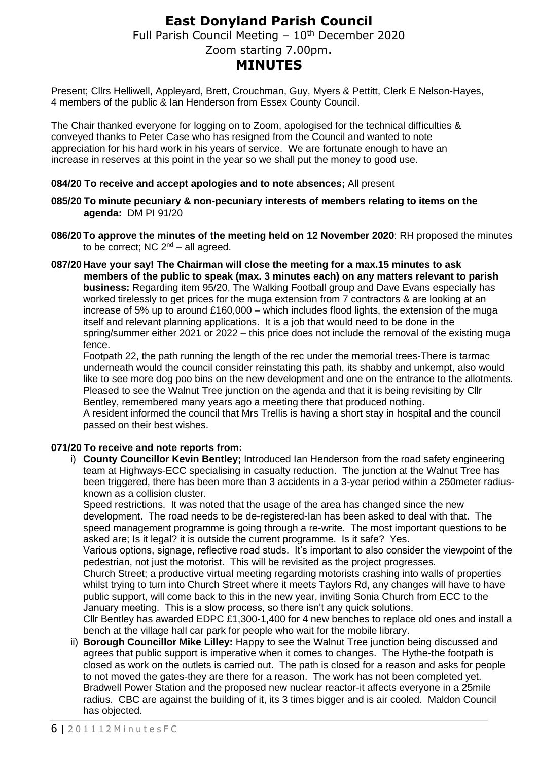# East Donyland Parish Council

Full Parish Council Meeting – 10th December 2020

Zoom starting 7.00pm.

## MINUTES

Present; Cllrs Helliwell, Appleyard, Brett, Crouchman, Guy, Myers & Pettitt, Clerk E Nelson-Hayes, 4 members of the public & Ian Henderson from Essex County Council.

The Chair thanked everyone for logging on to Zoom, apologised for the technical difficulties & conveyed thanks to Peter Case who has resigned from the Council and wanted to note appreciation for his hard work in his years of service. We are fortunate enough to have an increase in reserves at this point in the year so we shall put the money to good use.

**084/20 To receive and accept apologies and to note absences;** All present

**085/20 To minute pecuniary & non-pecuniary interests of members relating to items on the agenda:** DM PI 91/20

**086/20 To approve the minutes of the meeting held on 12 November 2020**: RH proposed the minutes to be correct; NC 2nd – all agreed.

**087/20 Have your say! The Chairman will close the meeting for a max.15 minutes to ask members of the public to speak (max. 3 minutes each) on any matters relevant to parish business:** Regarding item 95/20, The Walking Football group and Dave Evans especially has worked tirelessly to get prices for the muga extension from 7 contractors & are looking at an increase of 5% up to around £160,000 – which includes flood lights, the extension of the muga itself and relevant planning applications. It is a job that would need to be done in the spring/summer either 2021 or 2022 – this price does not include the removal of the existing muga fence.

Footpath 22, the path running the length of the rec under the memorial trees-There is tarmac underneath would the council consider reinstating this path, its shabby and unkempt, also would like to see more dog poo bins on the new development and one on the entrance to the allotments. Pleased to see the Walnut Tree junction on the agenda and that it is being revisiting by Cllr Bentley, remembered many years ago a meeting there that produced nothing.

A resident informed the council that Mrs Trellis is having a short stay in hospital and the council passed on their best wishes.

**071/20 To receive and note reports from:**

i) **County Councillor Kevin Bentley;** Introduced Ian Henderson from the road safety engineering team at Highways-ECC specialising in casualty reduction. The junction at the Walnut Tree has been triggered, there has been more than 3 accidents in a 3-year period within a 250meter radius-known as a collision cluster.

Speed restrictions. It was noted that the usage of the area has changed since the new development. The road needs to be de-registered-Ian has been asked to deal with that. The speed management programme is going through a re-write. The most important questions to be asked are; Is it legal? it is outside the current programme. Is it safe? Yes.

Various options, signage, reflective road studs. It's important to also consider the viewpoint of the pedestrian, not just the motorist. This will be revisited as the project progresses.

Church Street; a productive virtual meeting regarding motorists crashing into walls of properties whilst trying to turn into Church Street where it meets Taylors Rd, any changes will have to have public support, will come back to this in the new year, inviting Sonia Church from ECC to the January meeting. This is a slow process, so there isn't any quick solutions.

Cllr Bentley has awarded EDPC £1,300-1,400 for 4 new benches to replace old ones and install a bench at the village hall car park for people who wait for the mobile library.

ii) **Borough Councillor Mike Lilley:** Happy to see the Walnut Tree junction being discussed and agrees that public support is imperative when it comes to changes. The Hythe-the footpath is closed as work on the outlets is carried out. The path is closed for a reason and asks for people to not moved the gates-they are there for a reason. The work has not been completed yet. Bradwell Power Station and the proposed new nuclear reactor-it affects everyone in a 25mile radius. CBC are against the building of it, its 3 times bigger and is air cooled. Maldon Council has objected.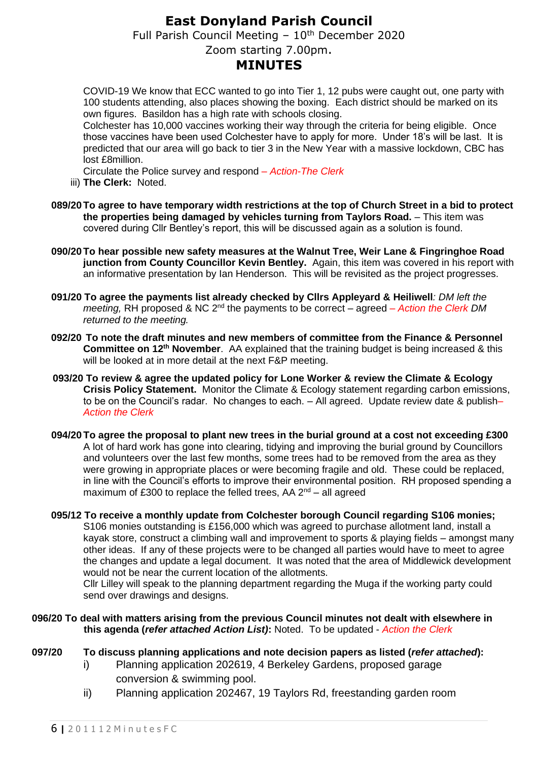# East Donyland Parish Council

Full Parish Council Meeting – 10th December 2020

Zoom starting 7.00pm.

## MINUTES

COVID-19 We know that ECC wanted to go into Tier 1, 12 pubs were caught out, one party with 100 students attending, also places showing the boxing. Each district should be marked on its own figures. Basildon has a high rate with schools closing.

Colchester has 10,000 vaccines working their way through the criteria for being eligible. Once those vaccines have been used Colchester have to apply for more. Under 18's will be last. It is predicted that our area will go back to tier 3 in the New Year with a massive lockdown, CBC has lost £8million.

Circulate the Police survey and respond *– Action-The Clerk*

iii) **The Clerk:** Noted.

**089/20 To agree to have temporary width restrictions at the top of Church Street in a bid to protect the properties being damaged by vehicles turning from Taylors Road.** – This item was covered during Cllr Bentley's report, this will be discussed again as a solution is found.

**090/20 To hear possible new safety measures at the Walnut Tree, Weir Lane & Fingringhoe Road junction from County Councillor Kevin Bentley.** Again, this item was covered in his report with an informative presentation by Ian Henderson. This will be revisited as the project progresses.

**091/20 To agree the payments list already checked by Cllrs Appleyard & Heiliwell***: DM left the meeting,* RH proposed & NC 2nd the payments to be correct – agreed *– Action the Clerk DM returned to the meeting.*

**092/20 To note the draft minutes and new members of committee from the Finance & Personnel Committee on 12th November**. AA explained that the training budget is being increased & this will be looked at in more detail at the next F&P meeting.

**093/20 To review & agree the updated policy for Lone Worker & review the Climate & Ecology Crisis Policy Statement.** Monitor the Climate & Ecology statement regarding carbon emissions, to be on the Council's radar. No changes to each. – All agreed. Update review date & publish*– Action the Clerk*

**094/20 To agree the proposal to plant new trees in the burial ground at a cost not exceeding £300**
A lot of hard work has gone into clearing, tidying and improving the burial ground by Councillors and volunteers over the last few months, some trees had to be removed from the area as they were growing in appropriate places or were becoming fragile and old. These could be replaced, in line with the Council's efforts to improve their environmental position. RH proposed spending a maximum of £300 to replace the felled trees, AA 2nd – all agreed

**095/12 To receive a monthly update from Colchester borough Council regarding S106 monies;**
S106 monies outstanding is £156,000 which was agreed to purchase allotment land, install a kayak store, construct a climbing wall and improvement to sports & playing fields – amongst many other ideas. If any of these projects were to be changed all parties would have to meet to agree the changes and update a legal document. It was noted that the area of Middlewick development would not be near the current location of the allotments.
Cllr Lilley will speak to the planning department regarding the Muga if the working party could send over drawings and designs.

**096/20 To deal with matters arising from the previous Council minutes not dealt with elsewhere in this agenda (*refer attached Action List*):** Noted. To be updated - *Action the Clerk*

**097/20 To discuss planning applications and note decision papers as listed (*refer attached*):**

i) Planning application 202619, 4 Berkeley Gardens, proposed garage conversion & swimming pool.

ii) Planning application 202467, 19 Taylors Rd, freestanding garden room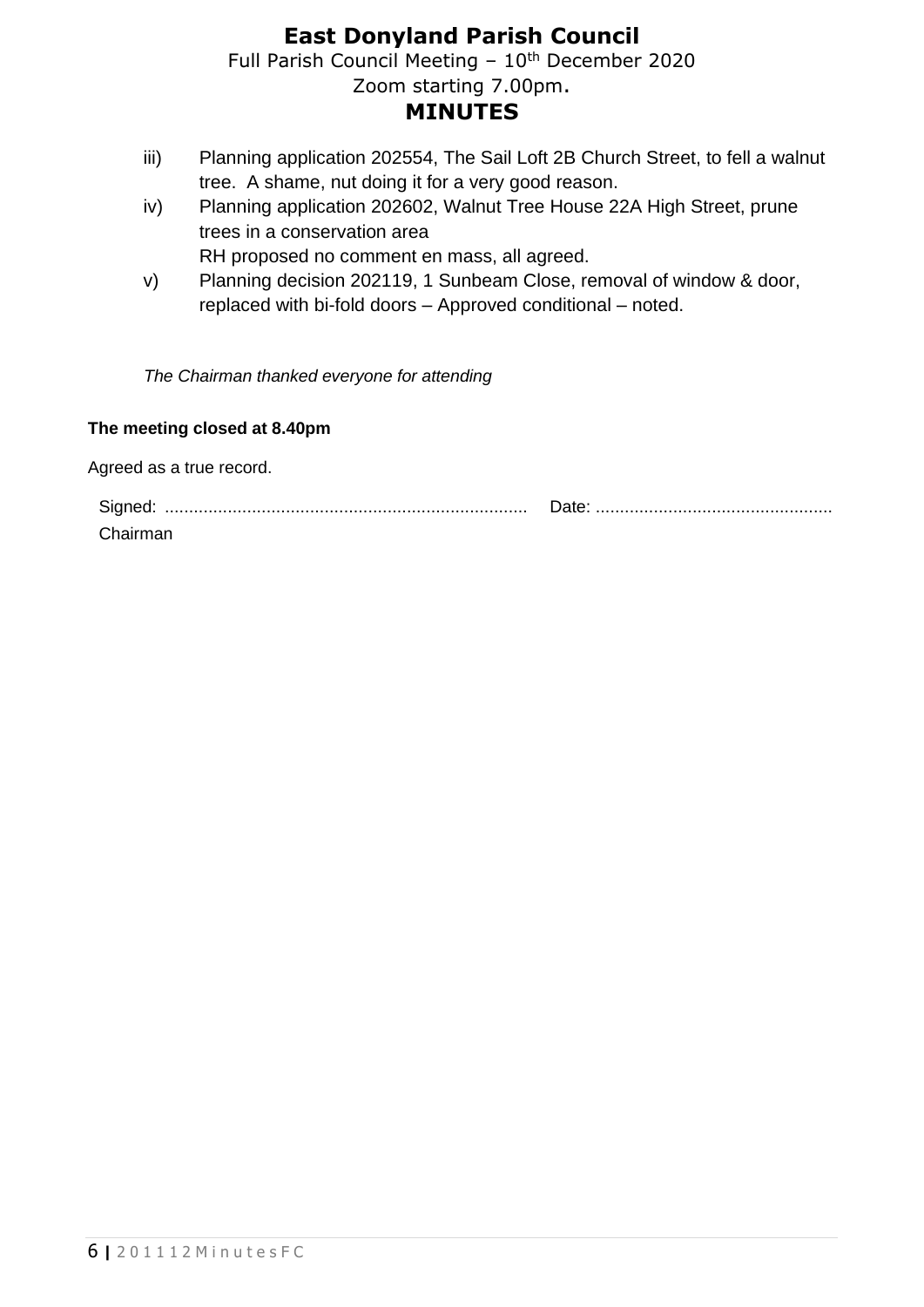iii) Planning application 202554, The Sail Loft 2B Church Street, to fell a walnut tree. A shame, nut doing it for a very good reason.

iv) Planning application 202602, Walnut Tree House 22A High Street, prune trees in a conservation area
RH proposed no comment en mass, all agreed.

v) Planning decision 202119, 1 Sunbeam Close, removal of window & door, replaced with bi-fold doors – Approved conditional – noted.

*The Chairman thanked everyone for attending*

**The meeting closed at 8.40pm**

Agreed as a true record.

Signed: ........................................................................... Date: ................................................
Chairman